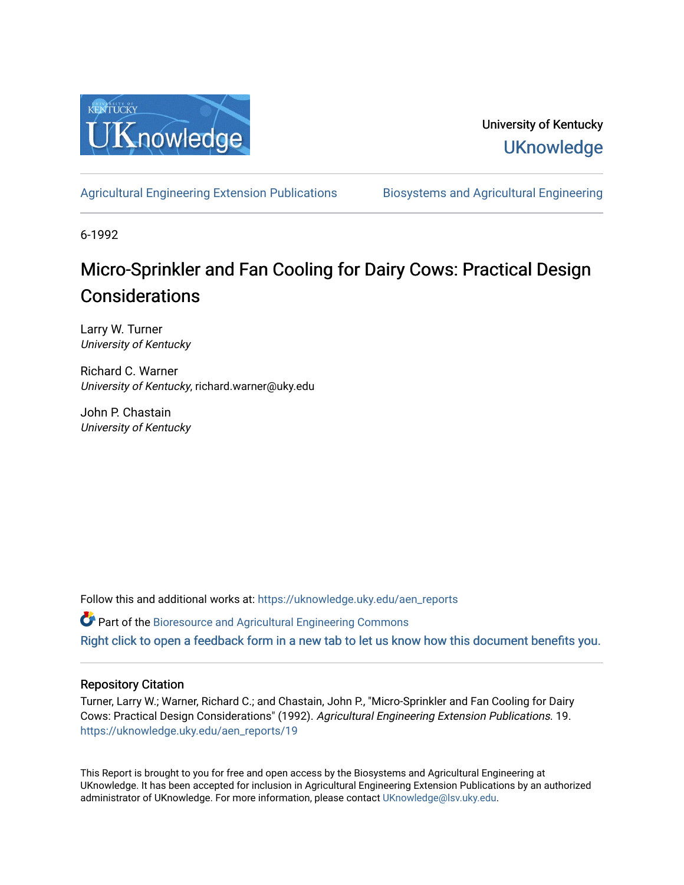University of Kentucky
UKnowledge

Agricultural Engineering Extension Publications | Biosystems and Agricultural Engineering

6-1992

# Micro-Sprinkler and Fan Cooling for Dairy Cows: Practical Design Considerations

Larry W. Turner
*University of Kentucky*

Richard C. Warner
*University of Kentucky*, richard.warner@uky.edu

John P. Chastain
*University of Kentucky*

Follow this and additional works at: https://uknowledge.uky.edu/aen_reports

Part of the Bioresource and Agricultural Engineering Commons

Right click to open a feedback form in a new tab to let us know how this document benefits you.

## Repository Citation

Turner, Larry W.; Warner, Richard C.; and Chastain, John P., "Micro-Sprinkler and Fan Cooling for Dairy Cows: Practical Design Considerations" (1992). *Agricultural Engineering Extension Publications*. 19.
https://uknowledge.uky.edu/aen_reports/19

This Report is brought to you for free and open access by the Biosystems and Agricultural Engineering at UKnowledge. It has been accepted for inclusion in Agricultural Engineering Extension Publications by an authorized administrator of UKnowledge. For more information, please contact UKnowledge@lsv.uky.edu.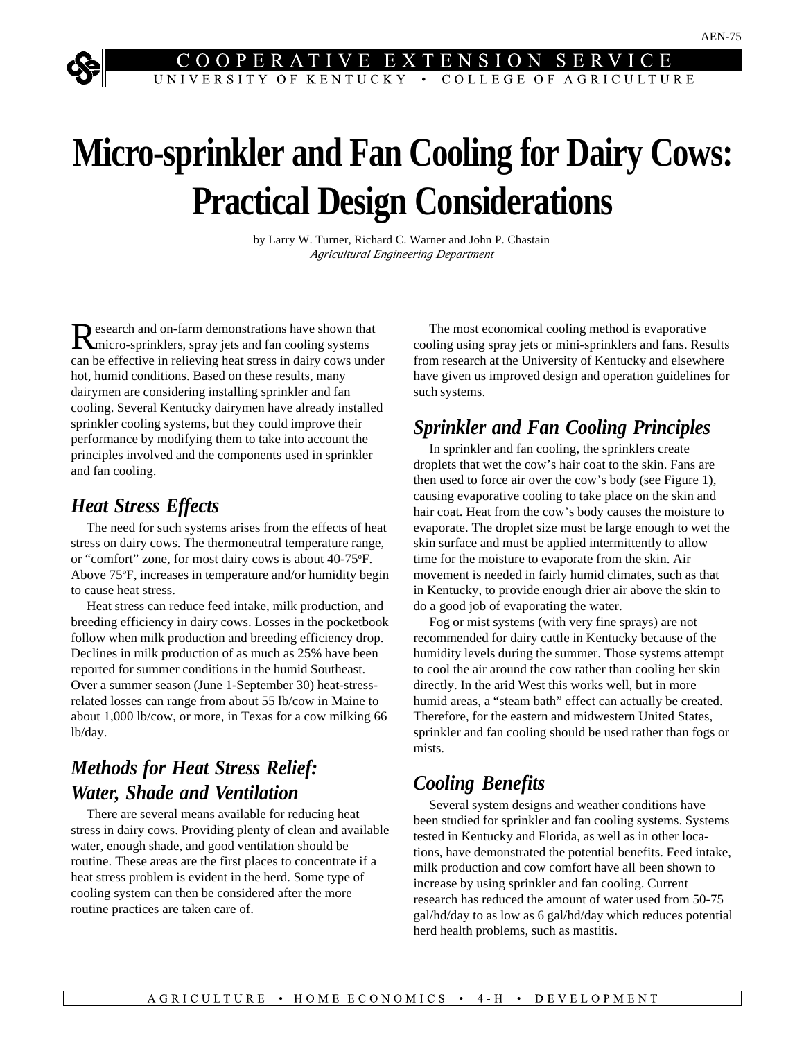# Micro-sprinkler and Fan Cooling for Dairy Cows: Practical Design Considerations

by Larry W. Turner, Richard C. Warner and John P. Chastain
*Agricultural Engineering Department*

Research and on-farm demonstrations have shown that micro-sprinklers, spray jets and fan cooling systems can be effective in relieving heat stress in dairy cows under hot, humid conditions. Based on these results, many dairymen are considering installing sprinkler and fan cooling. Several Kentucky dairymen have already installed sprinkler cooling systems, but they could improve their performance by modifying them to take into account the principles involved and the components used in sprinkler and fan cooling.

## *Heat Stress Effects*

The need for such systems arises from the effects of heat stress on dairy cows. The thermoneutral temperature range, or "comfort" zone, for most dairy cows is about 40-75°F. Above 75°F, increases in temperature and/or humidity begin to cause heat stress.

Heat stress can reduce feed intake, milk production, and breeding efficiency in dairy cows. Losses in the pocketbook follow when milk production and breeding efficiency drop. Declines in milk production of as much as 25% have been reported for summer conditions in the humid Southeast. Over a summer season (June 1-September 30) heat-stress-related losses can range from about 55 lb/cow in Maine to about 1,000 lb/cow, or more, in Texas for a cow milking 66 lb/day.

## *Methods for Heat Stress Relief: Water, Shade and Ventilation*

There are several means available for reducing heat stress in dairy cows. Providing plenty of clean and available water, enough shade, and good ventilation should be routine. These areas are the first places to concentrate if a heat stress problem is evident in the herd. Some type of cooling system can then be considered after the more routine practices are taken care of.

The most economical cooling method is evaporative cooling using spray jets or mini-sprinklers and fans. Results from research at the University of Kentucky and elsewhere have given us improved design and operation guidelines for such systems.

## *Sprinkler and Fan Cooling Principles*

In sprinkler and fan cooling, the sprinklers create droplets that wet the cow's hair coat to the skin. Fans are then used to force air over the cow's body (see Figure 1), causing evaporative cooling to take place on the skin and hair coat. Heat from the cow's body causes the moisture to evaporate. The droplet size must be large enough to wet the skin surface and must be applied intermittently to allow time for the moisture to evaporate from the skin. Air movement is needed in fairly humid climates, such as that in Kentucky, to provide enough drier air above the skin to do a good job of evaporating the water.

Fog or mist systems (with very fine sprays) are not recommended for dairy cattle in Kentucky because of the humidity levels during the summer. Those systems attempt to cool the air around the cow rather than cooling her skin directly. In the arid West this works well, but in more humid areas, a "steam bath" effect can actually be created. Therefore, for the eastern and midwestern United States, sprinkler and fan cooling should be used rather than fogs or mists.

## *Cooling Benefits*

Several system designs and weather conditions have been studied for sprinkler and fan cooling systems. Systems tested in Kentucky and Florida, as well as in other locations, have demonstrated the potential benefits. Feed intake, milk production and cow comfort have all been shown to increase by using sprinkler and fan cooling. Current research has reduced the amount of water used from 50-75 gal/hd/day to as low as 6 gal/hd/day which reduces potential herd health problems, such as mastitis.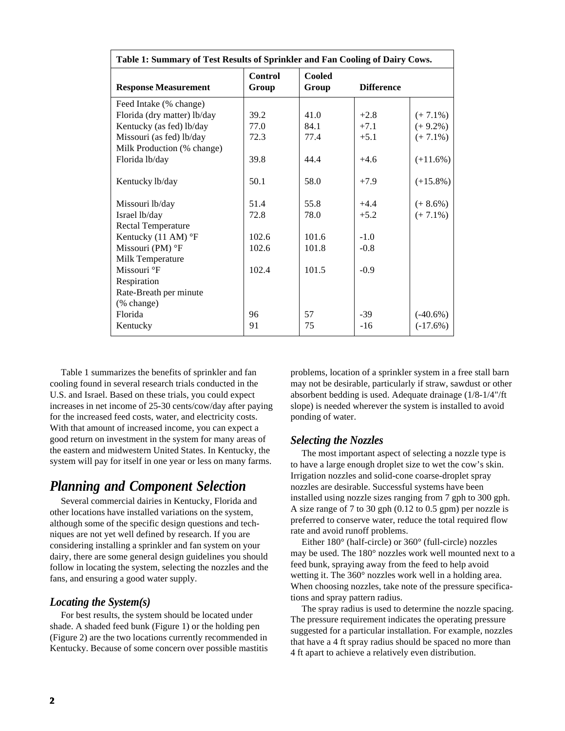**Table 1: Summary of Test Results of Sprinkler and Fan Cooling of Dairy Cows.**

| Response Measurement | Control Group | Cooled Group | Difference | |
|---|---|---|---|---|
| Feed Intake (% change) | | | | |
| Florida (dry matter) lb/day | 39.2 | 41.0 | +2.8 | (+ 7.1%) |
| Kentucky (as fed) lb/day | 77.0 | 84.1 | +7.1 | (+ 9.2%) |
| Missouri (as fed) lb/day | 72.3 | 77.4 | +5.1 | (+ 7.1%) |
| Milk Production (% change) | | | | |
| Florida lb/day | 39.8 | 44.4 | +4.6 | (+11.6%) |
| Kentucky lb/day | 50.1 | 58.0 | +7.9 | (+15.8%) |
| Missouri lb/day | 51.4 | 55.8 | +4.4 | (+ 8.6%) |
| Israel lb/day | 72.8 | 78.0 | +5.2 | (+ 7.1%) |
| Rectal Temperature | | | | |
| Kentucky (11 AM) °F | 102.6 | 101.6 | -1.0 | |
| Missouri (PM) °F | 102.6 | 101.8 | -0.8 | |
| Milk Temperature | | | | |
| Missouri °F | 102.4 | 101.5 | -0.9 | |
| Respiration Rate-Breath per minute (% change) | | | | |
| Florida | 96 | 57 | -39 | (-40.6%) |
| Kentucky | 91 | 75 | -16 | (-17.6%) |

Table 1 summarizes the benefits of sprinkler and fan cooling found in several research trials conducted in the U.S. and Israel. Based on these trials, you could expect increases in net income of 25-30 cents/cow/day after paying for the increased feed costs, water, and electricity costs. With that amount of increased income, you can expect a good return on investment in the system for many areas of the eastern and midwestern United States. In Kentucky, the system will pay for itself in one year or less on many farms.

## *Planning and Component Selection*

Several commercial dairies in Kentucky, Florida and other locations have installed variations on the system, although some of the specific design questions and techniques are not yet well defined by research. If you are considering installing a sprinkler and fan system on your dairy, there are some general design guidelines you should follow in locating the system, selecting the nozzles and the fans, and ensuring a good water supply.

### *Locating the System(s)*

For best results, the system should be located under shade. A shaded feed bunk (Figure 1) or the holding pen (Figure 2) are the two locations currently recommended in Kentucky. Because of some concern over possible mastitis problems, location of a sprinkler system in a free stall barn may not be desirable, particularly if straw, sawdust or other absorbent bedding is used. Adequate drainage (1/8-1/4"/ft slope) is needed wherever the system is installed to avoid ponding of water.

### *Selecting the Nozzles*

The most important aspect of selecting a nozzle type is to have a large enough droplet size to wet the cow's skin. Irrigation nozzles and solid-cone coarse-droplet spray nozzles are desirable. Successful systems have been installed using nozzle sizes ranging from 7 gph to 300 gph. A size range of 7 to 30 gph (0.12 to 0.5 gpm) per nozzle is preferred to conserve water, reduce the total required flow rate and avoid runoff problems.

Either 180° (half-circle) or 360° (full-circle) nozzles may be used. The 180° nozzles work well mounted next to a feed bunk, spraying away from the feed to help avoid wetting it. The 360° nozzles work well in a holding area. When choosing nozzles, take note of the pressure specifications and spray pattern radius.

The spray radius is used to determine the nozzle spacing. The pressure requirement indicates the operating pressure suggested for a particular installation. For example, nozzles that have a 4 ft spray radius should be spaced no more than 4 ft apart to achieve a relatively even distribution.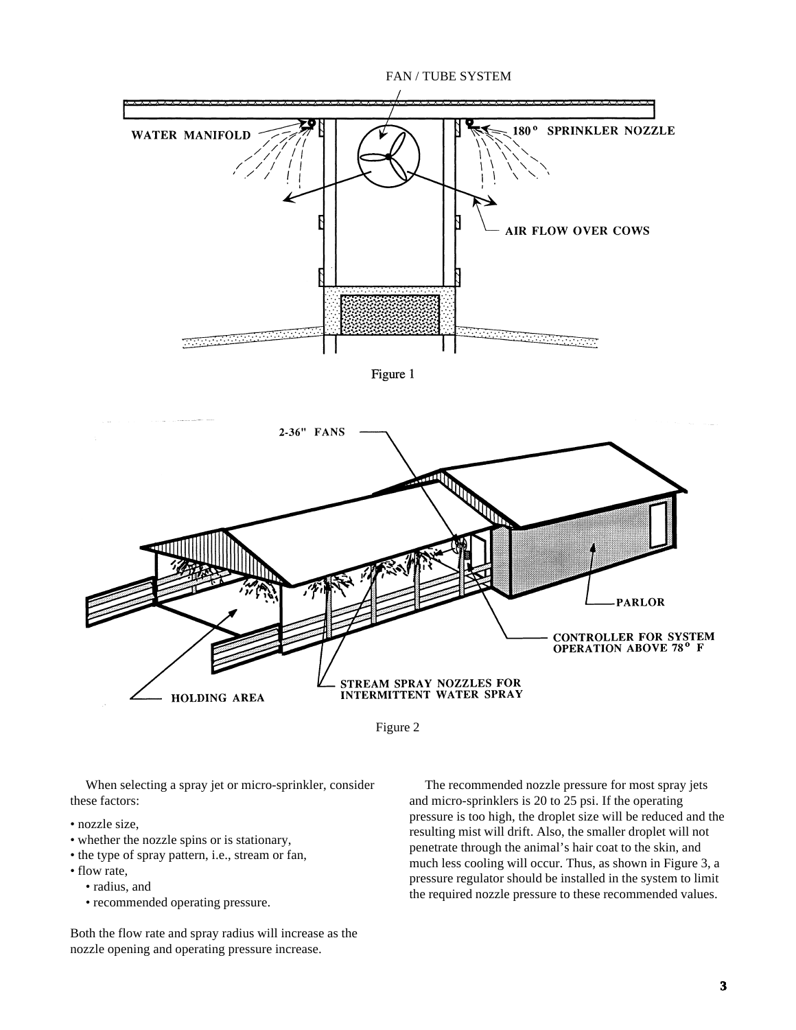Figure 1

Figure 2

When selecting a spray jet or micro-sprinkler, consider these factors:

- nozzle size,
- whether the nozzle spins or is stationary,
- the type of spray pattern, i.e., stream or fan,
- flow rate,
    - radius, and
    - recommended operating pressure.

Both the flow rate and spray radius will increase as the nozzle opening and operating pressure increase.

The recommended nozzle pressure for most spray jets and micro-sprinklers is 20 to 25 psi. If the operating pressure is too high, the droplet size will be reduced and the resulting mist will drift. Also, the smaller droplet will not penetrate through the animal's hair coat to the skin, and much less cooling will occur. Thus, as shown in Figure 3, a pressure regulator should be installed in the system to limit the required nozzle pressure to these recommended values.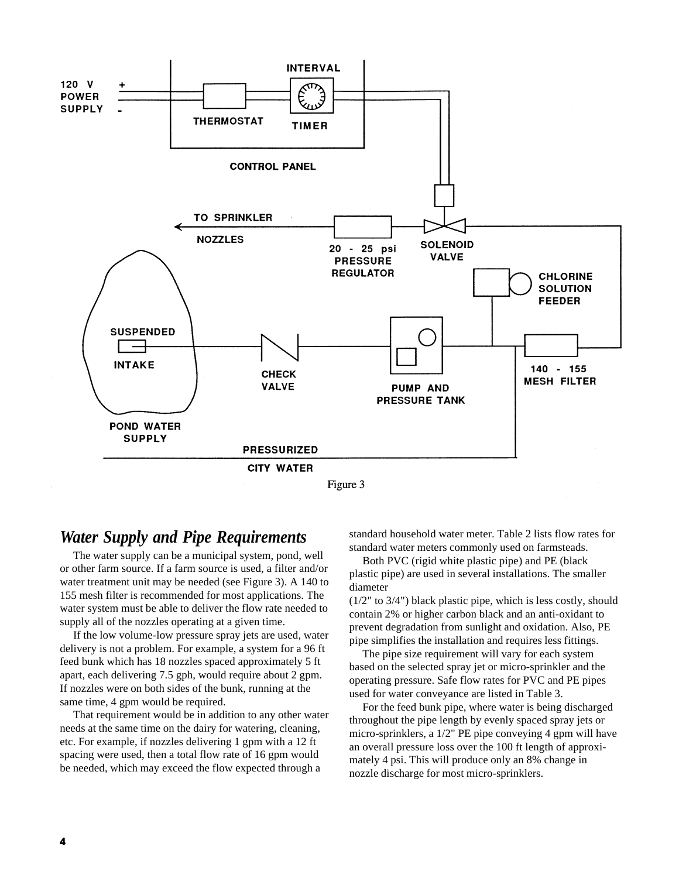Figure 3

## *Water Supply and Pipe Requirements*

The water supply can be a municipal system, pond, well or other farm source. If a farm source is used, a filter and/or water treatment unit may be needed (see Figure 3). A 140 to 155 mesh filter is recommended for most applications. The water system must be able to deliver the flow rate needed to supply all of the nozzles operating at a given time.

If the low volume-low pressure spray jets are used, water delivery is not a problem. For example, a system for a 96 ft feed bunk which has 18 nozzles spaced approximately 5 ft apart, each delivering 7.5 gph, would require about 2 gpm. If nozzles were on both sides of the bunk, running at the same time, 4 gpm would be required.

That requirement would be in addition to any other water needs at the same time on the dairy for watering, cleaning, etc. For example, if nozzles delivering 1 gpm with a 12 ft spacing were used, then a total flow rate of 16 gpm would be needed, which may exceed the flow expected through a standard household water meter. Table 2 lists flow rates for standard water meters commonly used on farmsteads.

Both PVC (rigid white plastic pipe) and PE (black plastic pipe) are used in several installations. The smaller diameter (1/2" to 3/4") black plastic pipe, which is less costly, should contain 2% or higher carbon black and an anti-oxidant to prevent degradation from sunlight and oxidation. Also, PE pipe simplifies the installation and requires less fittings.

The pipe size requirement will vary for each system based on the selected spray jet or micro-sprinkler and the operating pressure. Safe flow rates for PVC and PE pipes used for water conveyance are listed in Table 3.

For the feed bunk pipe, where water is being discharged throughout the pipe length by evenly spaced spray jets or micro-sprinklers, a 1/2" PE pipe conveying 4 gpm will have an overall pressure loss over the 100 ft length of approximately 4 psi. This will produce only an 8% change in nozzle discharge for most micro-sprinklers.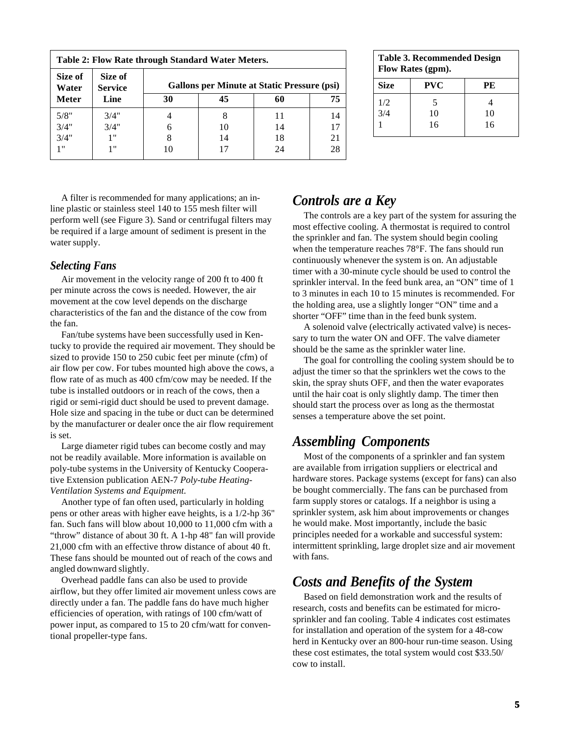**Table 2: Flow Rate through Standard Water Meters.**

| Size of Water Meter | Size of Service Line | Gallons per Minute at Static Pressure (psi) | | | |
|---|---|---|---|---|---|
| | | 30 | 45 | 60 | 75 |
| 5/8" | 3/4" | 4 | 8 | 11 | 14 |
| 3/4" | 3/4" | 6 | 10 | 14 | 17 |
| 3/4" | 1" | 8 | 14 | 18 | 21 |
| 1" | 1" | 10 | 17 | 24 | 28 |

**Table 3. Recommended Design Flow Rates (gpm).**

| Size | PVC | PE |
|---|---|---|
| 1/2 | 5 | 4 |
| 3/4 | 10 | 10 |
| 1 | 16 | 16 |

A filter is recommended for many applications; an in-line plastic or stainless steel 140 to 155 mesh filter will perform well (see Figure 3). Sand or centrifugal filters may be required if a large amount of sediment is present in the water supply.

### *Selecting Fans*

Air movement in the velocity range of 200 ft to 400 ft per minute across the cows is needed. However, the air movement at the cow level depends on the discharge characteristics of the fan and the distance of the cow from the fan.

Fan/tube systems have been successfully used in Kentucky to provide the required air movement. They should be sized to provide 150 to 250 cubic feet per minute (cfm) of air flow per cow. For tubes mounted high above the cows, a flow rate of as much as 400 cfm/cow may be needed. If the tube is installed outdoors or in reach of the cows, then a rigid or semi-rigid duct should be used to prevent damage. Hole size and spacing in the tube or duct can be determined by the manufacturer or dealer once the air flow requirement is set.

Large diameter rigid tubes can become costly and may not be readily available. More information is available on poly-tube systems in the University of Kentucky Cooperative Extension publication AEN-7 *Poly-tube Heating-Ventilation Systems and Equipment.*

Another type of fan often used, particularly in holding pens or other areas with higher eave heights, is a 1/2-hp 36" fan. Such fans will blow about 10,000 to 11,000 cfm with a "throw" distance of about 30 ft. A 1-hp 48" fan will provide 21,000 cfm with an effective throw distance of about 40 ft. These fans should be mounted out of reach of the cows and angled downward slightly.

Overhead paddle fans can also be used to provide airflow, but they offer limited air movement unless cows are directly under a fan. The paddle fans do have much higher efficiencies of operation, with ratings of 100 cfm/watt of power input, as compared to 15 to 20 cfm/watt for conventional propeller-type fans.

## *Controls are a Key*

The controls are a key part of the system for assuring the most effective cooling. A thermostat is required to control the sprinkler and fan. The system should begin cooling when the temperature reaches 78°F. The fans should run continuously whenever the system is on. An adjustable timer with a 30-minute cycle should be used to control the sprinkler interval. In the feed bunk area, an "ON" time of 1 to 3 minutes in each 10 to 15 minutes is recommended. For the holding area, use a slightly longer "ON" time and a shorter "OFF" time than in the feed bunk system.

A solenoid valve (electrically activated valve) is necessary to turn the water ON and OFF. The valve diameter should be the same as the sprinkler water line.

The goal for controlling the cooling system should be to adjust the timer so that the sprinklers wet the cows to the skin, the spray shuts OFF, and then the water evaporates until the hair coat is only slightly damp. The timer then should start the process over as long as the thermostat senses a temperature above the set point.

## *Assembling Components*

Most of the components of a sprinkler and fan system are available from irrigation suppliers or electrical and hardware stores. Package systems (except for fans) can also be bought commercially. The fans can be purchased from farm supply stores or catalogs. If a neighbor is using a sprinkler system, ask him about improvements or changes he would make. Most importantly, include the basic principles needed for a workable and successful system: intermittent sprinkling, large droplet size and air movement with fans.

## *Costs and Benefits of the System*

Based on field demonstration work and the results of research, costs and benefits can be estimated for micro-sprinkler and fan cooling. Table 4 indicates cost estimates for installation and operation of the system for a 48-cow herd in Kentucky over an 800-hour run-time season. Using these cost estimates, the total system would cost $33.50/cow to install.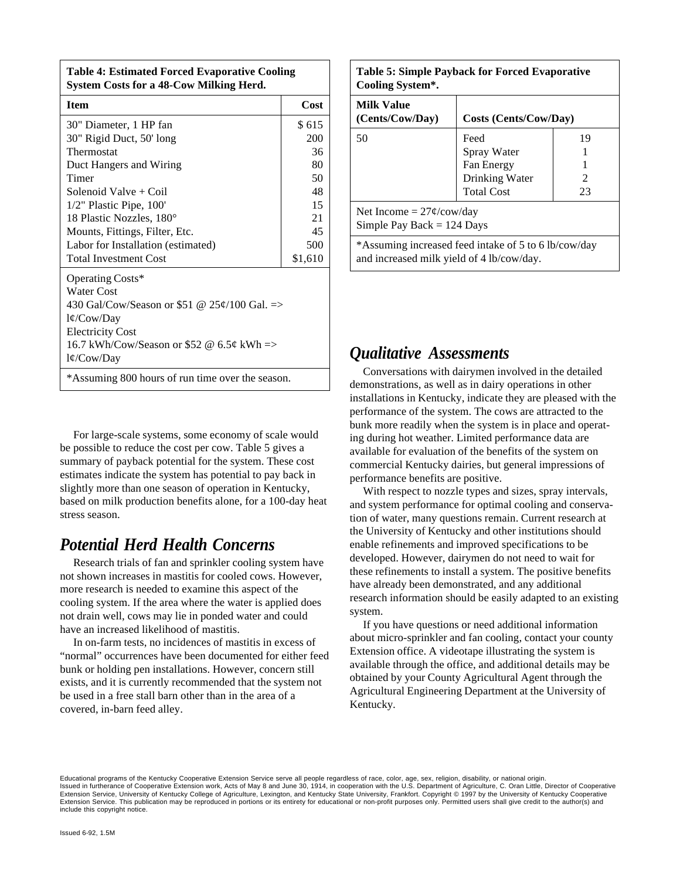**Table 4: Estimated Forced Evaporative Cooling System Costs for a 48-Cow Milking Herd.**

| Item | Cost |
|---|---|
| 30" Diameter, 1 HP fan | $ 615 |
| 30" Rigid Duct, 50' long | 200 |
| Thermostat | 36 |
| Duct Hangers and Wiring | 80 |
| Timer | 50 |
| Solenoid Valve + Coil | 48 |
| 1/2" Plastic Pipe, 100' | 15 |
| 18 Plastic Nozzles, 180° | 21 |
| Mounts, Fittings, Filter, Etc. | 45 |
| Labor for Installation (estimated) | 500 |
| Total Investment Cost | $1,610 |

Operating Costs*
Water Cost
430 Gal/Cow/Season or $51 @ 25¢/100 Gal. => l¢/Cow/Day
Electricity Cost
16.7 kWh/Cow/Season or $52 @ 6.5¢ kWh => l¢/Cow/Day

*Assuming 800 hours of run time over the season.

For large-scale systems, some economy of scale would be possible to reduce the cost per cow. Table 5 gives a summary of payback potential for the system. These cost estimates indicate the system has potential to pay back in slightly more than one season of operation in Kentucky, based on milk production benefits alone, for a 100-day heat stress season.

## *Potential Herd Health Concerns*

Research trials of fan and sprinkler cooling system have not shown increases in mastitis for cooled cows. However, more research is needed to examine this aspect of the cooling system. If the area where the water is applied does not drain well, cows may lie in ponded water and could have an increased likelihood of mastitis.

In on-farm tests, no incidences of mastitis in excess of "normal" occurrences have been documented for either feed bunk or holding pen installations. However, concern still exists, and it is currently recommended that the system not be used in a free stall barn other than in the area of a covered, in-barn feed alley.

**Table 5: Simple Payback for Forced Evaporative Cooling System*.**

| Milk Value (Cents/Cow/Day) | Costs (Cents/Cow/Day) | |
|---|---|---|
| 50 | Feed | 19 |
| | Spray Water | 1 |
| | Fan Energy | 1 |
| | Drinking Water | 2 |
| | Total Cost | 23 |

Net Income = 27¢/cow/day
Simple Pay Back = 124 Days

*Assuming increased feed intake of 5 to 6 lb/cow/day and increased milk yield of 4 lb/cow/day.

## *Qualitative Assessments*

Conversations with dairymen involved in the detailed demonstrations, as well as in dairy operations in other installations in Kentucky, indicate they are pleased with the performance of the system. The cows are attracted to the bunk more readily when the system is in place and operating during hot weather. Limited performance data are available for evaluation of the benefits of the system on commercial Kentucky dairies, but general impressions of performance benefits are positive.

With respect to nozzle types and sizes, spray intervals, and system performance for optimal cooling and conservation of water, many questions remain. Current research at the University of Kentucky and other institutions should enable refinements and improved specifications to be developed. However, dairymen do not need to wait for these refinements to install a system. The positive benefits have already been demonstrated, and any additional research information should be easily adapted to an existing system.

If you have questions or need additional information about micro-sprinkler and fan cooling, contact your county Extension office. A videotape illustrating the system is available through the office, and additional details may be obtained by your County Agricultural Agent through the Agricultural Engineering Department at the University of Kentucky.

Educational programs of the Kentucky Cooperative Extension Service serve all people regardless of race, color, age, sex, religion, disability, or national origin.
Issued in furtherance of Cooperative Extension work, Acts of May 8 and June 30, 1914, in cooperation with the U.S. Department of Agriculture, C. Oran Little, Director of Cooperative Extension Service, University of Kentucky College of Agriculture, Lexington, and Kentucky State University, Frankfort. Copyright © 1997 by the University of Kentucky Cooperative Extension Service. This publication may be reproduced in portions or its entirety for educational or non-profit purposes only. Permitted users shall give credit to the author(s) and include this copyright notice.

Issued 6-92, 1.5M